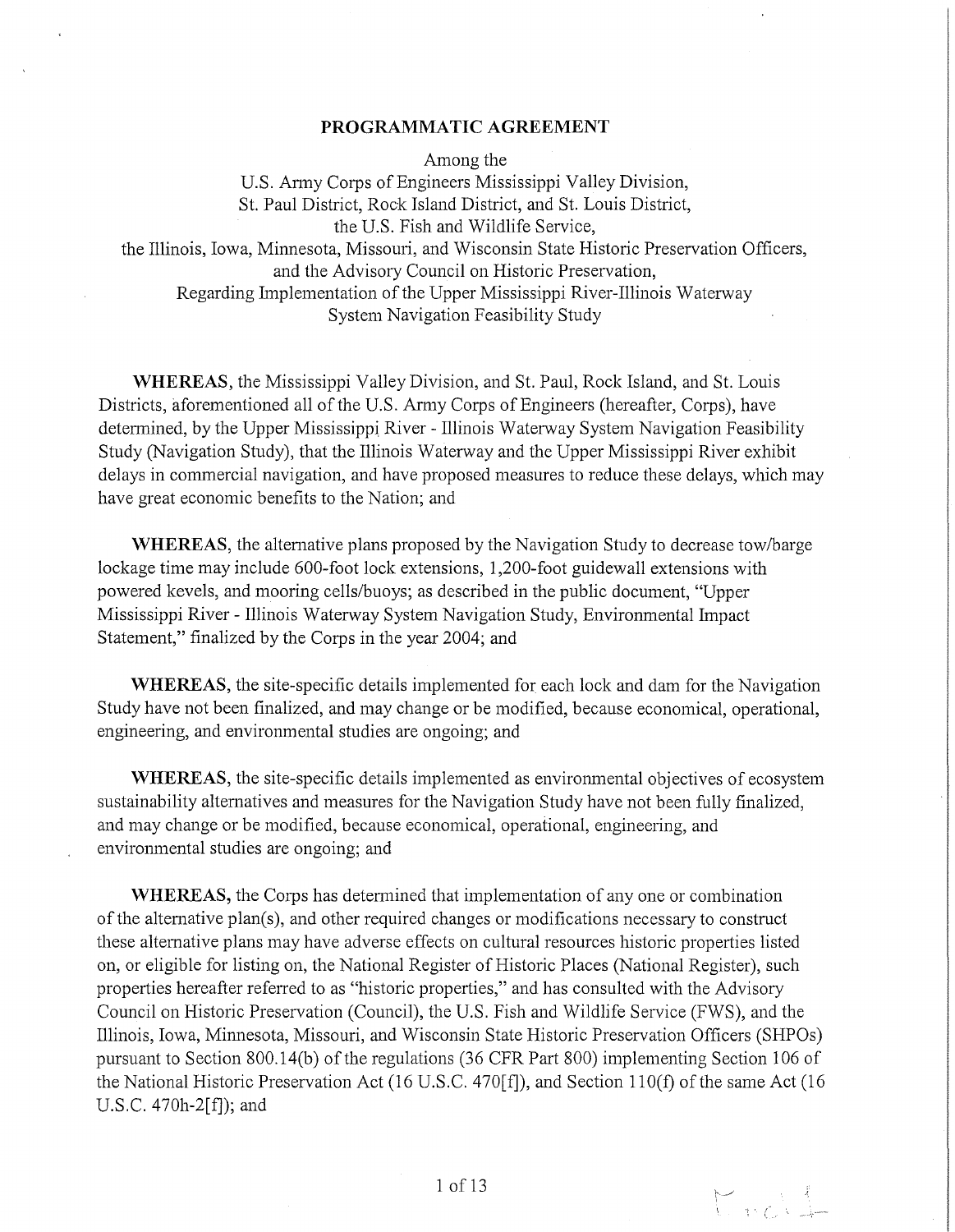# PROGRAMMATIC AGREEMENT

Among the
U.S. Army Corps of Engineers Mississippi Valley Division,
St. Paul District, Rock Island District, and St. Louis District,
the U.S. Fish and Wildlife Service,
the Illinois, Iowa, Minnesota, Missouri, and Wisconsin State Historic Preservation Officers,
and the Advisory Council on Historic Preservation,
Regarding Implementation of the Upper Mississippi River-Illinois Waterway
System Navigation Feasibility Study

**WHEREAS**, the Mississippi Valley Division, and St. Paul, Rock Island, and St. Louis Districts, aforementioned all of the U.S. Army Corps of Engineers (hereafter, Corps), have determined, by the Upper Mississippi River - Illinois Waterway System Navigation Feasibility Study (Navigation Study), that the Illinois Waterway and the Upper Mississippi River exhibit delays in commercial navigation, and have proposed measures to reduce these delays, which may have great economic benefits to the Nation; and

**WHEREAS**, the alternative plans proposed by the Navigation Study to decrease tow/barge lockage time may include 600-foot lock extensions, 1,200-foot guidewall extensions with powered kevels, and mooring cells/buoys; as described in the public document, "Upper Mississippi River - Illinois Waterway System Navigation Study, Environmental Impact Statement," finalized by the Corps in the year 2004; and

**WHEREAS**, the site-specific details implemented for each lock and dam for the Navigation Study have not been finalized, and may change or be modified, because economical, operational, engineering, and environmental studies are ongoing; and

**WHEREAS**, the site-specific details implemented as environmental objectives of ecosystem sustainability alternatives and measures for the Navigation Study have not been fully finalized, and may change or be modified, because economical, operational, engineering, and environmental studies are ongoing; and

**WHEREAS,** the Corps has determined that implementation of any one or combination of the alternative plan(s), and other required changes or modifications necessary to construct these alternative plans may have adverse effects on cultural resources historic properties listed on, or eligible for listing on, the National Register of Historic Places (National Register), such properties hereafter referred to as "historic properties," and has consulted with the Advisory Council on Historic Preservation (Council), the U.S. Fish and Wildlife Service (FWS), and the Illinois, Iowa, Minnesota, Missouri, and Wisconsin State Historic Preservation Officers (SHPOs) pursuant to Section 800.14(b) of the regulations (36 CFR Part 800) implementing Section 106 of the National Historic Preservation Act (16 U.S.C. 470[f]), and Section 110(f) of the same Act (16 U.S.C. 470h-2[f]); and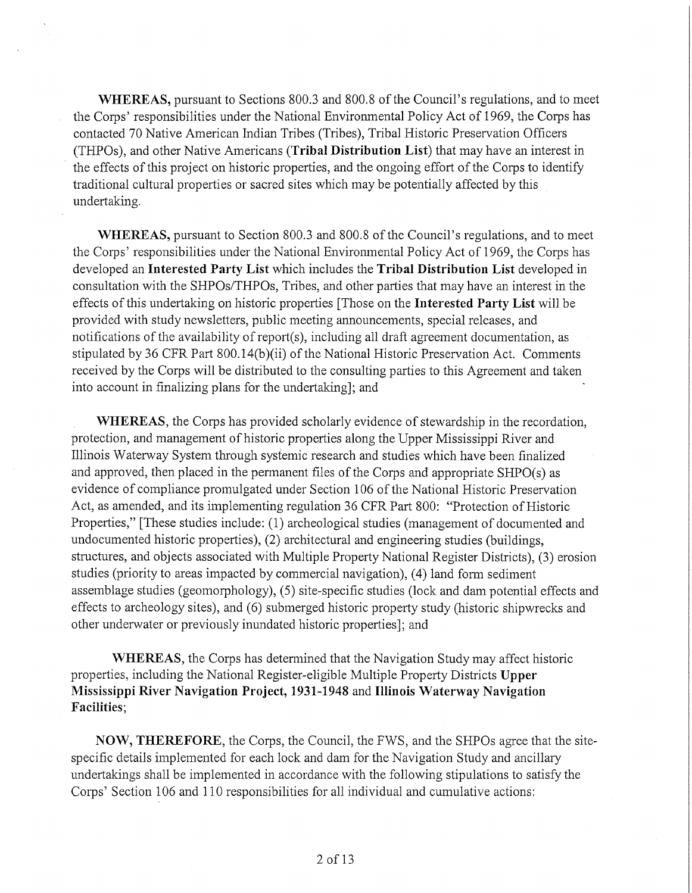**WHEREAS,** pursuant to Sections 800.3 and 800.8 of the Council's regulations, and to meet the Corps' responsibilities under the National Environmental Policy Act of 1969, the Corps has contacted 70 Native American Indian Tribes (Tribes), Tribal Historic Preservation Officers (THPOs), and other Native Americans (**Tribal Distribution List**) that may have an interest in the effects of this project on historic properties, and the ongoing effort of the Corps to identify traditional cultural properties or sacred sites which may be potentially affected by this undertaking.

**WHEREAS,** pursuant to Section 800.3 and 800.8 of the Council's regulations, and to meet the Corps' responsibilities under the National Environmental Policy Act of 1969, the Corps has developed an **Interested Party List** which includes the **Tribal Distribution List** developed in consultation with the SHPOs/THPOs, Tribes, and other parties that may have an interest in the effects of this undertaking on historic properties [Those on the **Interested Party List** will be provided with study newsletters, public meeting announcements, special releases, and notifications of the availability of report(s), including all draft agreement documentation, as stipulated by 36 CFR Part 800.14(b)(ii) of the National Historic Preservation Act. Comments received by the Corps will be distributed to the consulting parties to this Agreement and taken into account in finalizing plans for the undertaking]; and

**WHEREAS**, the Corps has provided scholarly evidence of stewardship in the recordation, protection, and management of historic properties along the Upper Mississippi River and Illinois Waterway System through systemic research and studies which have been finalized and approved, then placed in the permanent files of the Corps and appropriate SHPO(s) as evidence of compliance promulgated under Section 106 of the National Historic Preservation Act, as amended, and its implementing regulation 36 CFR Part 800: "Protection of Historic Properties," [These studies include: (1) archeological studies (management of documented and undocumented historic properties), (2) architectural and engineering studies (buildings, structures, and objects associated with Multiple Property National Register Districts), (3) erosion studies (priority to areas impacted by commercial navigation), (4) land form sediment assemblage studies (geomorphology), (5) site-specific studies (lock and dam potential effects and effects to archeology sites), and (6) submerged historic property study (historic shipwrecks and other underwater or previously inundated historic properties]; and

**WHEREAS**, the Corps has determined that the Navigation Study may affect historic properties, including the National Register-eligible Multiple Property Districts **Upper Mississippi River Navigation Project, 1931-1948** and **Illinois Waterway Navigation Facilities**;

**NOW, THEREFORE**, the Corps, the Council, the FWS, and the SHPOs agree that the site-specific details implemented for each lock and dam for the Navigation Study and ancillary undertakings shall be implemented in accordance with the following stipulations to satisfy the Corps' Section 106 and 110 responsibilities for all individual and cumulative actions: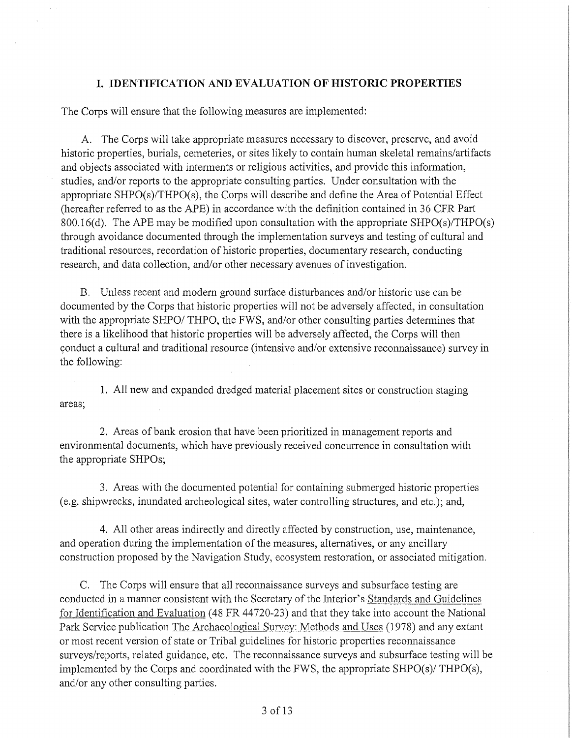## I. IDENTIFICATION AND EVALUATION OF HISTORIC PROPERTIES

The Corps will ensure that the following measures are implemented:

A. The Corps will take appropriate measures necessary to discover, preserve, and avoid historic properties, burials, cemeteries, or sites likely to contain human skeletal remains/artifacts and objects associated with interments or religious activities, and provide this information, studies, and/or reports to the appropriate consulting parties. Under consultation with the appropriate SHPO(s)/THPO(s), the Corps will describe and define the Area of Potential Effect (hereafter referred to as the APE) in accordance with the definition contained in 36 CFR Part 800.16(d). The APE may be modified upon consultation with the appropriate SHPO(s)/THPO(s) through avoidance documented through the implementation surveys and testing of cultural and traditional resources, recordation of historic properties, documentary research, conducting research, and data collection, and/or other necessary avenues of investigation.

B. Unless recent and modern ground surface disturbances and/or historic use can be documented by the Corps that historic properties will not be adversely affected, in consultation with the appropriate SHPO/ THPO, the FWS, and/or other consulting parties determines that there is a likelihood that historic properties will be adversely affected, the Corps will then conduct a cultural and traditional resource (intensive and/or extensive reconnaissance) survey in the following:

1. All new and expanded dredged material placement sites or construction staging areas;

2. Areas of bank erosion that have been prioritized in management reports and environmental documents, which have previously received concurrence in consultation with the appropriate SHPOs;

3. Areas with the documented potential for containing submerged historic properties (e.g. shipwrecks, inundated archeological sites, water controlling structures, and etc.); and,

4. All other areas indirectly and directly affected by construction, use, maintenance, and operation during the implementation of the measures, alternatives, or any ancillary construction proposed by the Navigation Study, ecosystem restoration, or associated mitigation.

C. The Corps will ensure that all reconnaissance surveys and subsurface testing are conducted in a manner consistent with the Secretary of the Interior's Standards and Guidelines for Identification and Evaluation (48 FR 44720-23) and that they take into account the National Park Service publication The Archaeological Survey: Methods and Uses (1978) and any extant or most recent version of state or Tribal guidelines for historic properties reconnaissance surveys/reports, related guidance, etc. The reconnaissance surveys and subsurface testing will be implemented by the Corps and coordinated with the FWS, the appropriate SHPO(s)/ THPO(s), and/or any other consulting parties.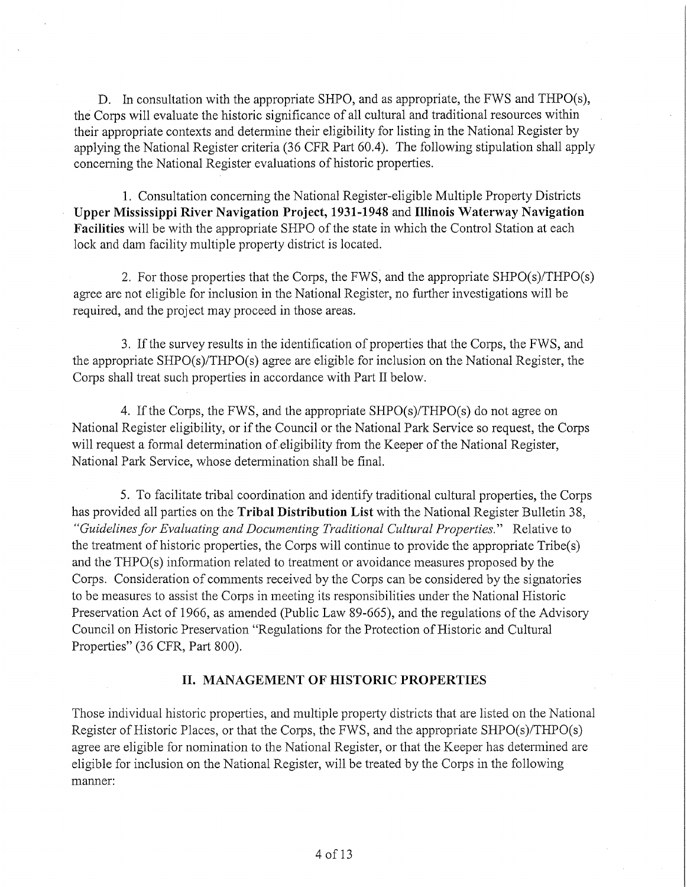D. In consultation with the appropriate SHPO, and as appropriate, the FWS and THPO(s), the Corps will evaluate the historic significance of all cultural and traditional resources within their appropriate contexts and determine their eligibility for listing in the National Register by applying the National Register criteria (36 CFR Part 60.4). The following stipulation shall apply concerning the National Register evaluations of historic properties.

1. Consultation concerning the National Register-eligible Multiple Property Districts **Upper Mississippi River Navigation Project, 1931-1948** and **Illinois Waterway Navigation Facilities** will be with the appropriate SHPO of the state in which the Control Station at each lock and dam facility multiple property district is located.

2. For those properties that the Corps, the FWS, and the appropriate SHPO(s)/THPO(s) agree are not eligible for inclusion in the National Register, no further investigations will be required, and the project may proceed in those areas.

3. If the survey results in the identification of properties that the Corps, the FWS, and the appropriate SHPO(s)/THPO(s) agree are eligible for inclusion on the National Register, the Corps shall treat such properties in accordance with Part II below.

4. If the Corps, the FWS, and the appropriate SHPO(s)/THPO(s) do not agree on National Register eligibility, or if the Council or the National Park Service so request, the Corps will request a formal determination of eligibility from the Keeper of the National Register, National Park Service, whose determination shall be final.

5. To facilitate tribal coordination and identify traditional cultural properties, the Corps has provided all parties on the **Tribal Distribution List** with the National Register Bulletin 38, *"Guidelines for Evaluating and Documenting Traditional Cultural Properties."* Relative to the treatment of historic properties, the Corps will continue to provide the appropriate Tribe(s) and the THPO(s) information related to treatment or avoidance measures proposed by the Corps. Consideration of comments received by the Corps can be considered by the signatories to be measures to assist the Corps in meeting its responsibilities under the National Historic Preservation Act of 1966, as amended (Public Law 89-665), and the regulations of the Advisory Council on Historic Preservation "Regulations for the Protection of Historic and Cultural Properties" (36 CFR, Part 800).

## II. MANAGEMENT OF HISTORIC PROPERTIES

Those individual historic properties, and multiple property districts that are listed on the National Register of Historic Places, or that the Corps, the FWS, and the appropriate SHPO(s)/THPO(s) agree are eligible for nomination to the National Register, or that the Keeper has determined are eligible for inclusion on the National Register, will be treated by the Corps in the following manner: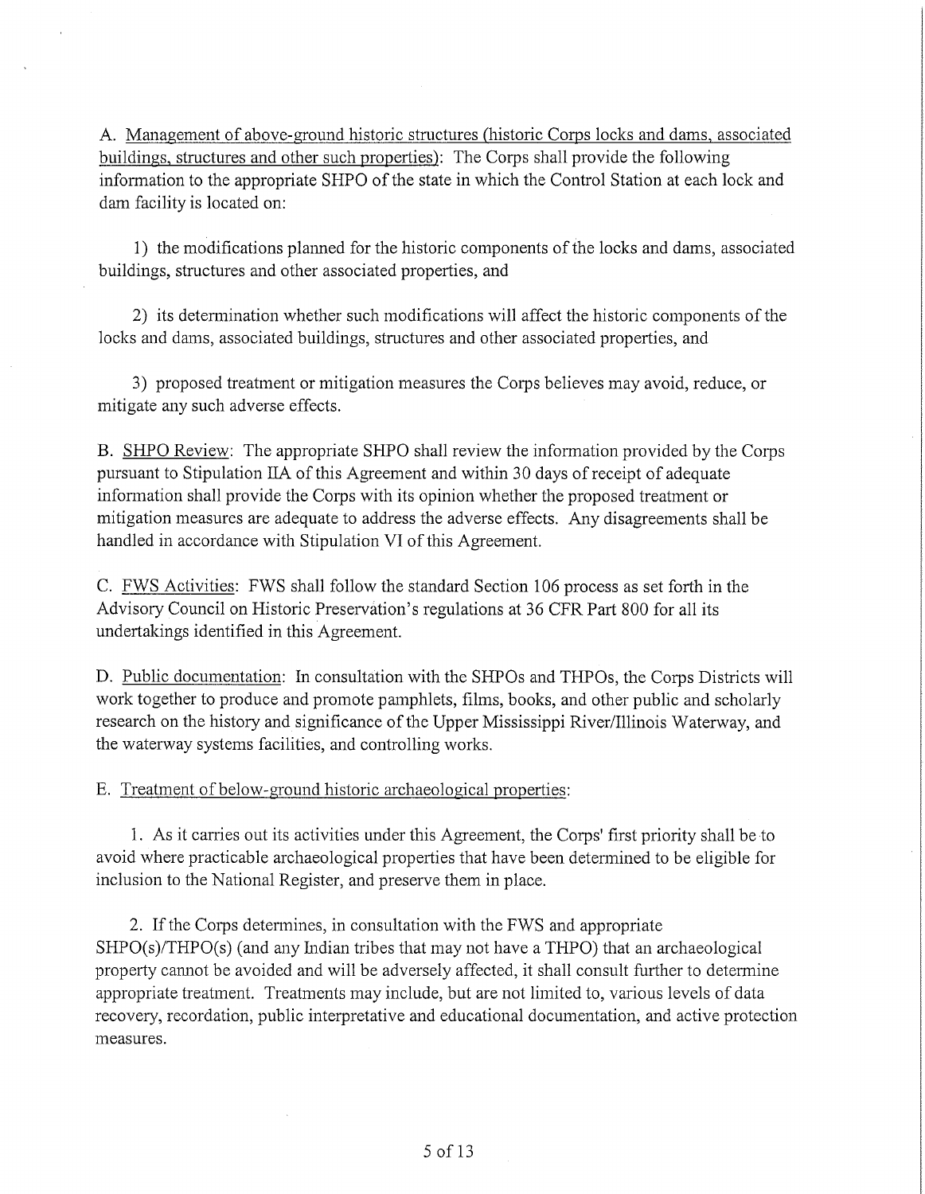A. Management of above-ground historic structures (historic Corps locks and dams, associated buildings, structures and other such properties): The Corps shall provide the following information to the appropriate SHPO of the state in which the Control Station at each lock and dam facility is located on:

1) the modifications planned for the historic components of the locks and dams, associated buildings, structures and other associated properties, and

2) its determination whether such modifications will affect the historic components of the locks and dams, associated buildings, structures and other associated properties, and

3) proposed treatment or mitigation measures the Corps believes may avoid, reduce, or mitigate any such adverse effects.

B. SHPO Review: The appropriate SHPO shall review the information provided by the Corps pursuant to Stipulation IIA of this Agreement and within 30 days of receipt of adequate information shall provide the Corps with its opinion whether the proposed treatment or mitigation measures are adequate to address the adverse effects. Any disagreements shall be handled in accordance with Stipulation VI of this Agreement.

C. FWS Activities: FWS shall follow the standard Section 106 process as set forth in the Advisory Council on Historic Preservation's regulations at 36 CFR Part 800 for all its undertakings identified in this Agreement.

D. Public documentation: In consultation with the SHPOs and THPOs, the Corps Districts will work together to produce and promote pamphlets, films, books, and other public and scholarly research on the history and significance of the Upper Mississippi River/Illinois Waterway, and the waterway systems facilities, and controlling works.

E. Treatment of below-ground historic archaeological properties:

1. As it carries out its activities under this Agreement, the Corps' first priority shall be to avoid where practicable archaeological properties that have been determined to be eligible for inclusion to the National Register, and preserve them in place.

2. If the Corps determines, in consultation with the FWS and appropriate SHPO(s)/THPO(s) (and any Indian tribes that may not have a THPO) that an archaeological property cannot be avoided and will be adversely affected, it shall consult further to determine appropriate treatment. Treatments may include, but are not limited to, various levels of data recovery, recordation, public interpretative and educational documentation, and active protection measures.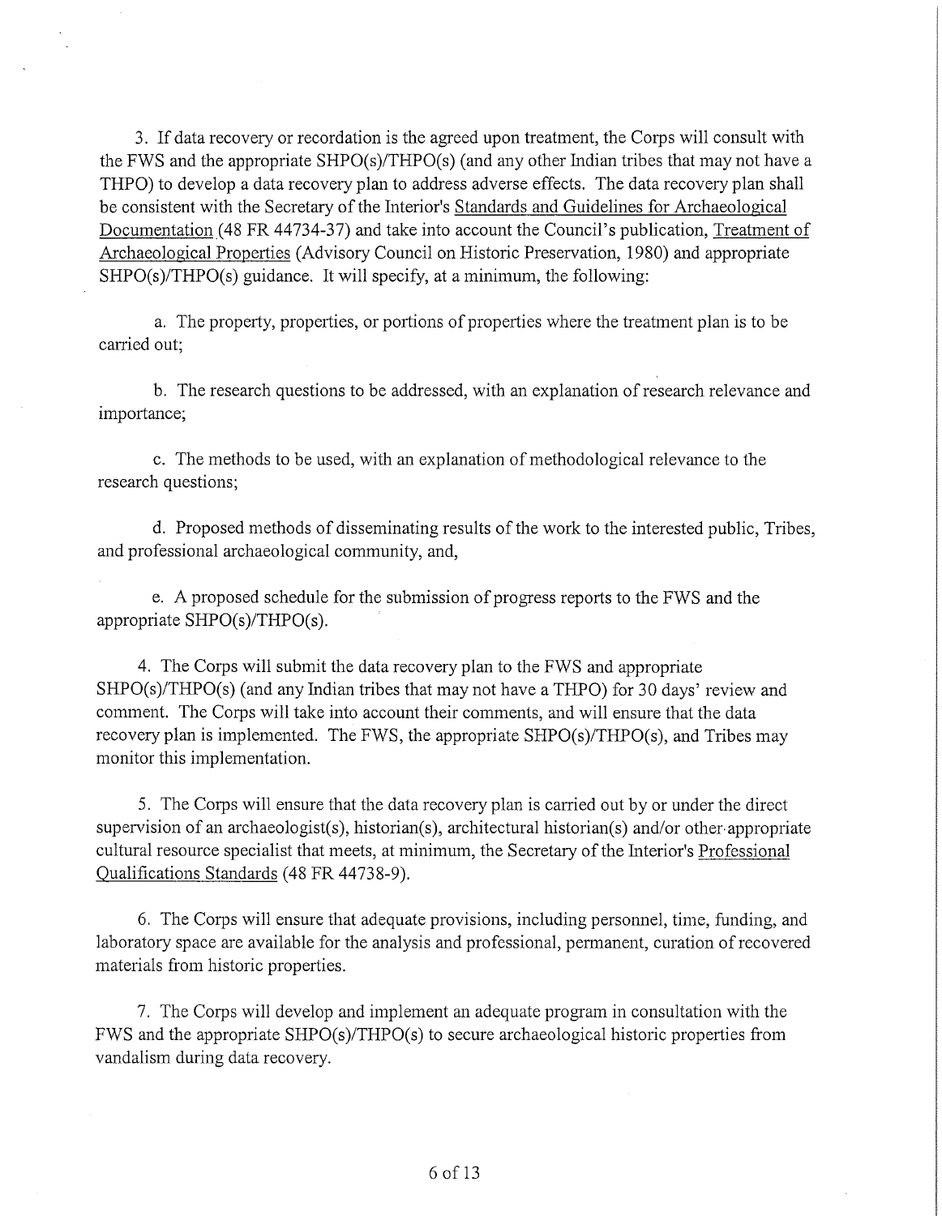3. If data recovery or recordation is the agreed upon treatment, the Corps will consult with the FWS and the appropriate SHPO(s)/THPO(s) (and any other Indian tribes that may not have a THPO) to develop a data recovery plan to address adverse effects. The data recovery plan shall be consistent with the Secretary of the Interior's Standards and Guidelines for Archaeological Documentation (48 FR 44734-37) and take into account the Council's publication, Treatment of Archaeological Properties (Advisory Council on Historic Preservation, 1980) and appropriate SHPO(s)/THPO(s) guidance. It will specify, at a minimum, the following:

a. The property, properties, or portions of properties where the treatment plan is to be carried out;

b. The research questions to be addressed, with an explanation of research relevance and importance;

c. The methods to be used, with an explanation of methodological relevance to the research questions;

d. Proposed methods of disseminating results of the work to the interested public, Tribes, and professional archaeological community, and,

e. A proposed schedule for the submission of progress reports to the FWS and the appropriate SHPO(s)/THPO(s).

4. The Corps will submit the data recovery plan to the FWS and appropriate SHPO(s)/THPO(s) (and any Indian tribes that may not have a THPO) for 30 days' review and comment. The Corps will take into account their comments, and will ensure that the data recovery plan is implemented. The FWS, the appropriate SHPO(s)/THPO(s), and Tribes may monitor this implementation.

5. The Corps will ensure that the data recovery plan is carried out by or under the direct supervision of an archaeologist(s), historian(s), architectural historian(s) and/or other appropriate cultural resource specialist that meets, at minimum, the Secretary of the Interior's Professional Qualifications Standards (48 FR 44738-9).

6. The Corps will ensure that adequate provisions, including personnel, time, funding, and laboratory space are available for the analysis and professional, permanent, curation of recovered materials from historic properties.

7. The Corps will develop and implement an adequate program in consultation with the FWS and the appropriate SHPO(s)/THPO(s) to secure archaeological historic properties from vandalism during data recovery.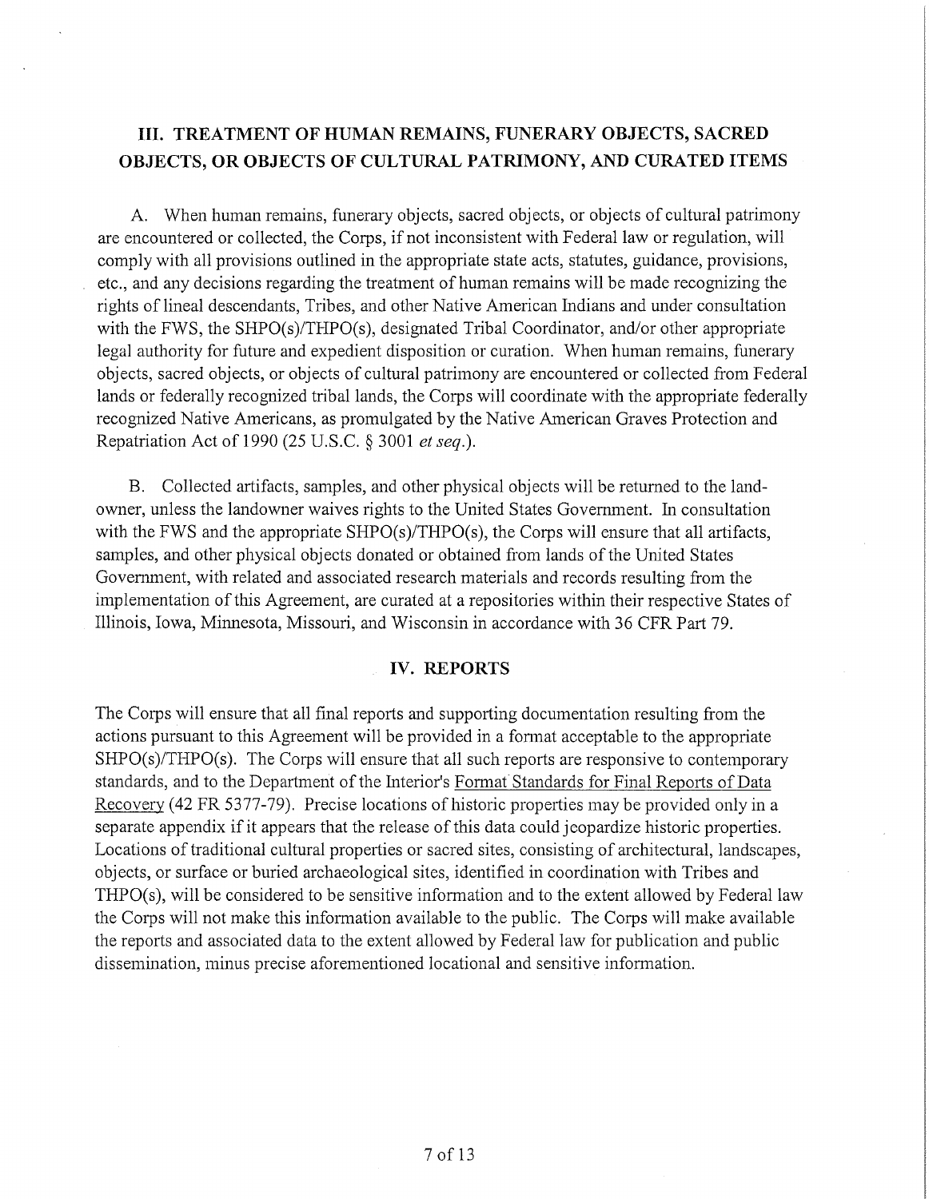## III. TREATMENT OF HUMAN REMAINS, FUNERARY OBJECTS, SACRED OBJECTS, OR OBJECTS OF CULTURAL PATRIMONY, AND CURATED ITEMS

A. When human remains, funerary objects, sacred objects, or objects of cultural patrimony are encountered or collected, the Corps, if not inconsistent with Federal law or regulation, will comply with all provisions outlined in the appropriate state acts, statutes, guidance, provisions, etc., and any decisions regarding the treatment of human remains will be made recognizing the rights of lineal descendants, Tribes, and other Native American Indians and under consultation with the FWS, the SHPO(s)/THPO(s), designated Tribal Coordinator, and/or other appropriate legal authority for future and expedient disposition or curation. When human remains, funerary objects, sacred objects, or objects of cultural patrimony are encountered or collected from Federal lands or federally recognized tribal lands, the Corps will coordinate with the appropriate federally recognized Native Americans, as promulgated by the Native American Graves Protection and Repatriation Act of 1990 (25 U.S.C. § 3001 *et seq.*).

B. Collected artifacts, samples, and other physical objects will be returned to the land-owner, unless the landowner waives rights to the United States Government. In consultation with the FWS and the appropriate SHPO(s)/THPO(s), the Corps will ensure that all artifacts, samples, and other physical objects donated or obtained from lands of the United States Government, with related and associated research materials and records resulting from the implementation of this Agreement, are curated at a repositories within their respective States of Illinois, Iowa, Minnesota, Missouri, and Wisconsin in accordance with 36 CFR Part 79.

## IV. REPORTS

The Corps will ensure that all final reports and supporting documentation resulting from the actions pursuant to this Agreement will be provided in a format acceptable to the appropriate SHPO(s)/THPO(s). The Corps will ensure that all such reports are responsive to contemporary standards, and to the Department of the Interior's Format Standards for Final Reports of Data Recovery (42 FR 5377-79). Precise locations of historic properties may be provided only in a separate appendix if it appears that the release of this data could jeopardize historic properties. Locations of traditional cultural properties or sacred sites, consisting of architectural, landscapes, objects, or surface or buried archaeological sites, identified in coordination with Tribes and THPO(s), will be considered to be sensitive information and to the extent allowed by Federal law the Corps will not make this information available to the public. The Corps will make available the reports and associated data to the extent allowed by Federal law for publication and public dissemination, minus precise aforementioned locational and sensitive information.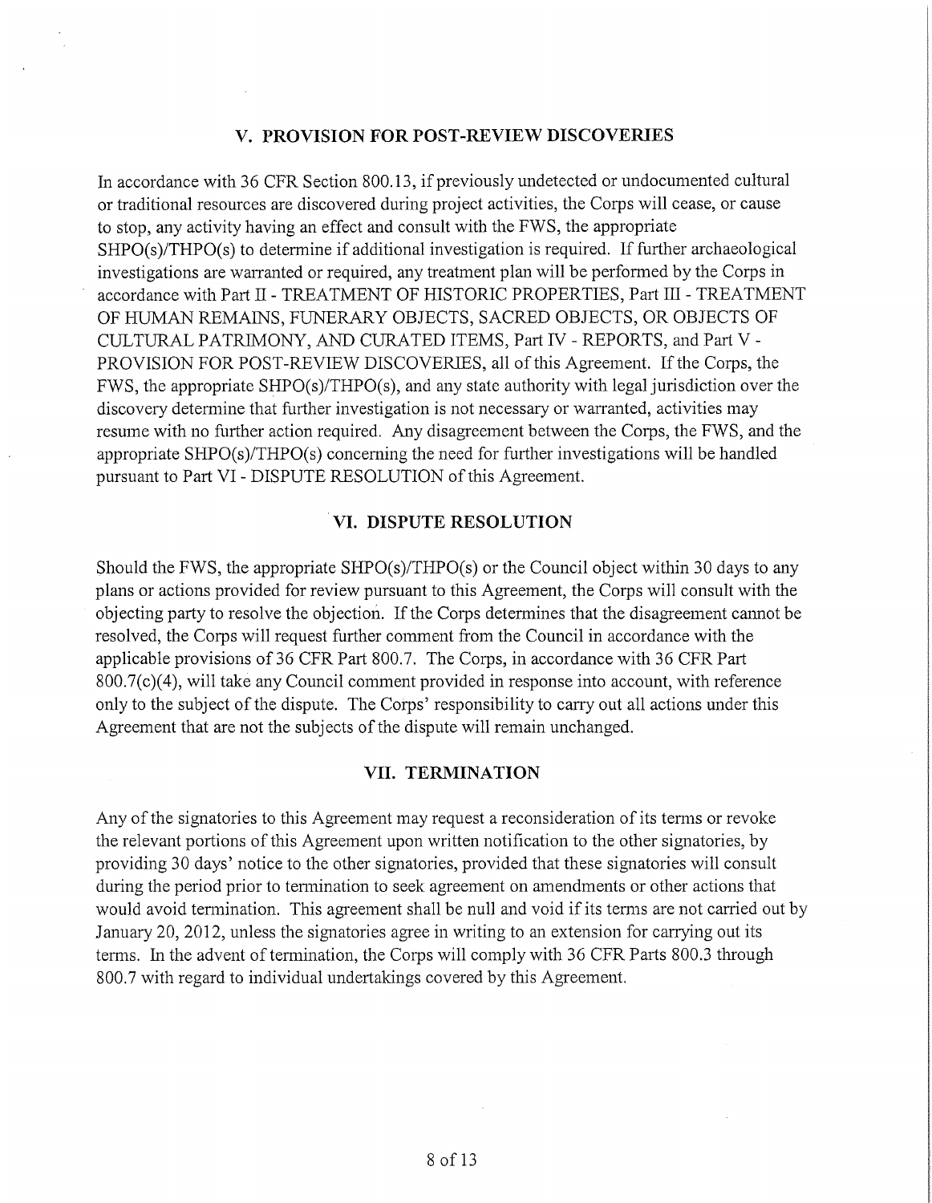## V. PROVISION FOR POST-REVIEW DISCOVERIES

In accordance with 36 CFR Section 800.13, if previously undetected or undocumented cultural or traditional resources are discovered during project activities, the Corps will cease, or cause to stop, any activity having an effect and consult with the FWS, the appropriate SHPO(s)/THPO(s) to determine if additional investigation is required. If further archaeological investigations are warranted or required, any treatment plan will be performed by the Corps in accordance with Part II - TREATMENT OF HISTORIC PROPERTIES, Part III - TREATMENT OF HUMAN REMAINS, FUNERARY OBJECTS, SACRED OBJECTS, OR OBJECTS OF CULTURAL PATRIMONY, AND CURATED ITEMS, Part IV - REPORTS, and Part V - PROVISION FOR POST-REVIEW DISCOVERIES, all of this Agreement. If the Corps, the FWS, the appropriate SHPO(s)/THPO(s), and any state authority with legal jurisdiction over the discovery determine that further investigation is not necessary or warranted, activities may resume with no further action required. Any disagreement between the Corps, the FWS, and the appropriate SHPO(s)/THPO(s) concerning the need for further investigations will be handled pursuant to Part VI - DISPUTE RESOLUTION of this Agreement.

## VI. DISPUTE RESOLUTION

Should the FWS, the appropriate SHPO(s)/THPO(s) or the Council object within 30 days to any plans or actions provided for review pursuant to this Agreement, the Corps will consult with the objecting party to resolve the objection. If the Corps determines that the disagreement cannot be resolved, the Corps will request further comment from the Council in accordance with the applicable provisions of 36 CFR Part 800.7. The Corps, in accordance with 36 CFR Part 800.7(c)(4), will take any Council comment provided in response into account, with reference only to the subject of the dispute. The Corps' responsibility to carry out all actions under this Agreement that are not the subjects of the dispute will remain unchanged.

## VII. TERMINATION

Any of the signatories to this Agreement may request a reconsideration of its terms or revoke the relevant portions of this Agreement upon written notification to the other signatories, by providing 30 days' notice to the other signatories, provided that these signatories will consult during the period prior to termination to seek agreement on amendments or other actions that would avoid termination. This agreement shall be null and void if its terms are not carried out by January 20, 2012, unless the signatories agree in writing to an extension for carrying out its terms. In the advent of termination, the Corps will comply with 36 CFR Parts 800.3 through 800.7 with regard to individual undertakings covered by this Agreement.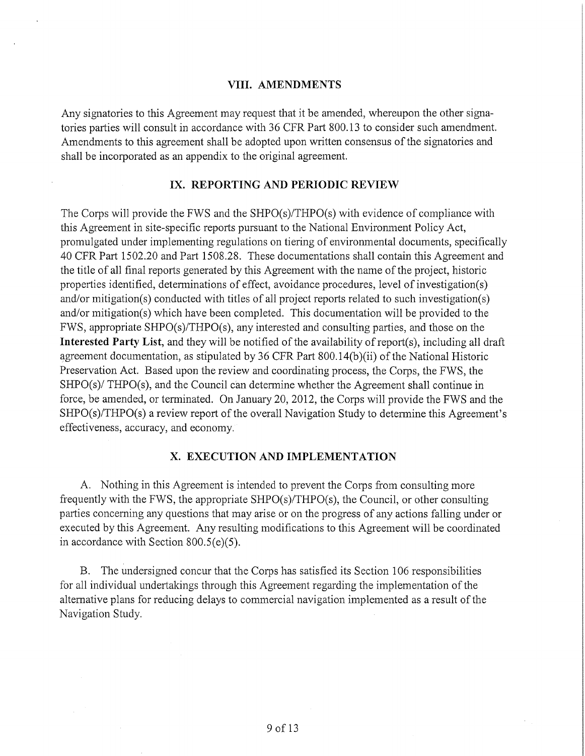## VIII. AMENDMENTS

Any signatories to this Agreement may request that it be amended, whereupon the other signatories parties will consult in accordance with 36 CFR Part 800.13 to consider such amendment. Amendments to this agreement shall be adopted upon written consensus of the signatories and shall be incorporated as an appendix to the original agreement.

## IX. REPORTING AND PERIODIC REVIEW

The Corps will provide the FWS and the SHPO(s)/THPO(s) with evidence of compliance with this Agreement in site-specific reports pursuant to the National Environment Policy Act, promulgated under implementing regulations on tiering of environmental documents, specifically 40 CFR Part 1502.20 and Part 1508.28. These documentations shall contain this Agreement and the title of all final reports generated by this Agreement with the name of the project, historic properties identified, determinations of effect, avoidance procedures, level of investigation(s) and/or mitigation(s) conducted with titles of all project reports related to such investigation(s) and/or mitigation(s) which have been completed. This documentation will be provided to the FWS, appropriate SHPO(s)/THPO(s), any interested and consulting parties, and those on the **Interested Party List**, and they will be notified of the availability of report(s), including all draft agreement documentation, as stipulated by 36 CFR Part 800.14(b)(ii) of the National Historic Preservation Act. Based upon the review and coordinating process, the Corps, the FWS, the SHPO(s)/ THPO(s), and the Council can determine whether the Agreement shall continue in force, be amended, or terminated. On January 20, 2012, the Corps will provide the FWS and the SHPO(s)/THPO(s) a review report of the overall Navigation Study to determine this Agreement's effectiveness, accuracy, and economy.

## X. EXECUTION AND IMPLEMENTATION

A. Nothing in this Agreement is intended to prevent the Corps from consulting more frequently with the FWS, the appropriate SHPO(s)/THPO(s), the Council, or other consulting parties concerning any questions that may arise or on the progress of any actions falling under or executed by this Agreement. Any resulting modifications to this Agreement will be coordinated in accordance with Section 800.5(e)(5).

B. The undersigned concur that the Corps has satisfied its Section 106 responsibilities for all individual undertakings through this Agreement regarding the implementation of the alternative plans for reducing delays to commercial navigation implemented as a result of the Navigation Study.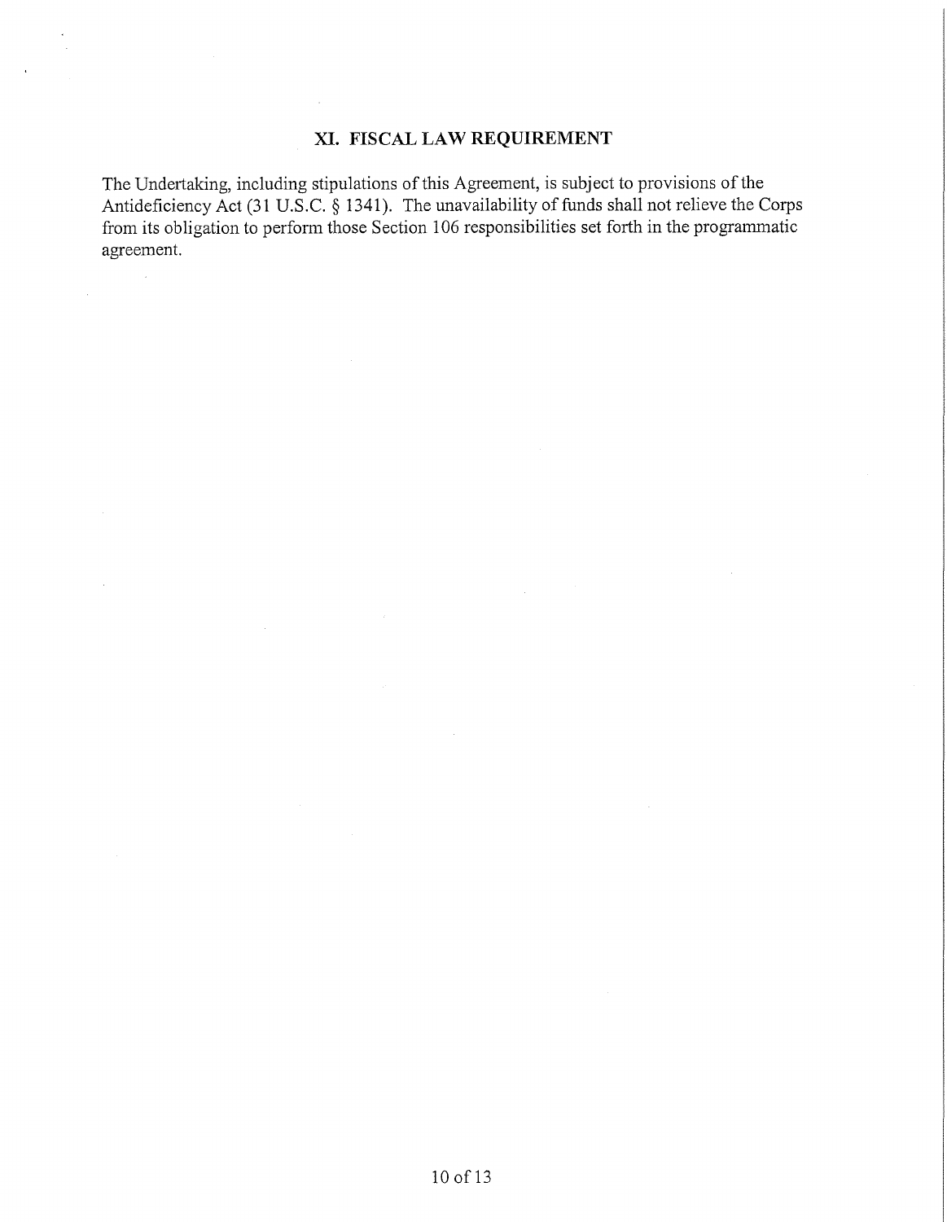## XI. FISCAL LAW REQUIREMENT

The Undertaking, including stipulations of this Agreement, is subject to provisions of the Antideficiency Act (31 U.S.C. § 1341). The unavailability of funds shall not relieve the Corps from its obligation to perform those Section 106 responsibilities set forth in the programmatic agreement.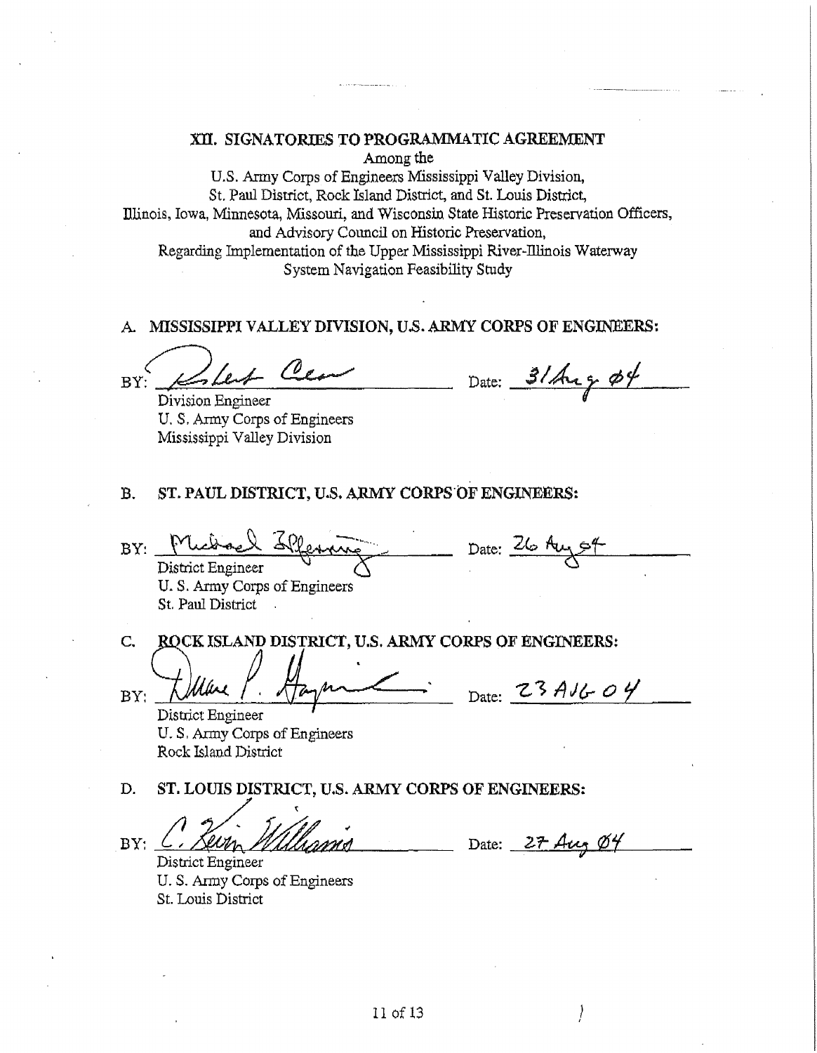## XII. SIGNATORIES TO PROGRAMMATIC AGREEMENT

Among the
U.S. Army Corps of Engineers Mississippi Valley Division,
St. Paul District, Rock Island District, and St. Louis District,
Illinois, Iowa, Minnesota, Missouri, and Wisconsin State Historic Preservation Officers,
and Advisory Council on Historic Preservation,
Regarding Implementation of the Upper Mississippi River-Illinois Waterway
System Navigation Feasibility Study

### A. MISSISSIPPI VALLEY DIVISION, U.S. ARMY CORPS OF ENGINEERS:

BY: Robert Crear Date: 31 Aug 04

Division Engineer
U. S. Army Corps of Engineers
Mississippi Valley Division

### B. ST. PAUL DISTRICT, U.S. ARMY CORPS OF ENGINEERS:

BY: Michael Pfenning Date: 26 Aug 04

District Engineer
U. S. Army Corps of Engineers
St. Paul District

### C. ROCK ISLAND DISTRICT, U.S. ARMY CORPS OF ENGINEERS:

BY: Duane P. Gapinski Date: 23 AUG 04

District Engineer
U. S. Army Corps of Engineers
Rock Island District

### D. ST. LOUIS DISTRICT, U.S. ARMY CORPS OF ENGINEERS:

BY: C. Kevin Williams Date: 27 Aug 04

District Engineer
U. S. Army Corps of Engineers
St. Louis District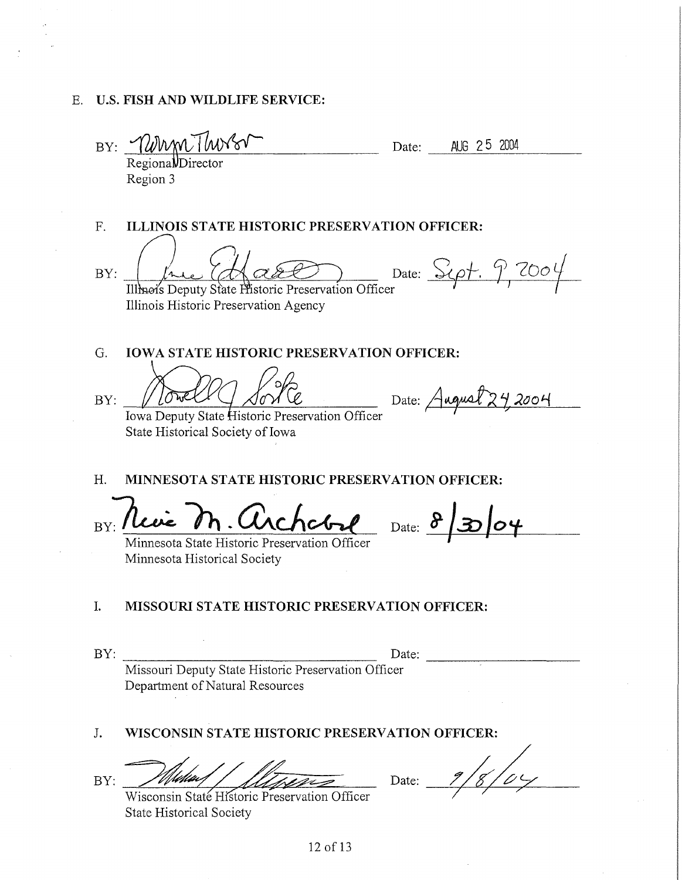E. **U.S. FISH AND WILDLIFE SERVICE:**

BY: Robyn Thorson Date: AUG 25 2004

Regional Director
Region 3

F. **ILLINOIS STATE HISTORIC PRESERVATION OFFICER:**

BY: Anne E. Haaker Date: Sept. 9, 2004

Illinois Deputy State Historic Preservation Officer
Illinois Historic Preservation Agency

G. **IOWA STATE HISTORIC PRESERVATION OFFICER:**

BY: Lowell J. Soike Date: August 24, 2004

Iowa Deputy State Historic Preservation Officer
State Historical Society of Iowa

H. **MINNESOTA STATE HISTORIC PRESERVATION OFFICER:**

BY: Nina M. Archabal Date: 8/30/04

Minnesota State Historic Preservation Officer
Minnesota Historical Society

I. **MISSOURI STATE HISTORIC PRESERVATION OFFICER:**

BY: ______________________ Date: ______________

Missouri Deputy State Historic Preservation Officer
Department of Natural Resources

J. **WISCONSIN STATE HISTORIC PRESERVATION OFFICER:**

BY: Michael J. Stevens Date: 9/8/04

Wisconsin State Historic Preservation Officer
State Historical Society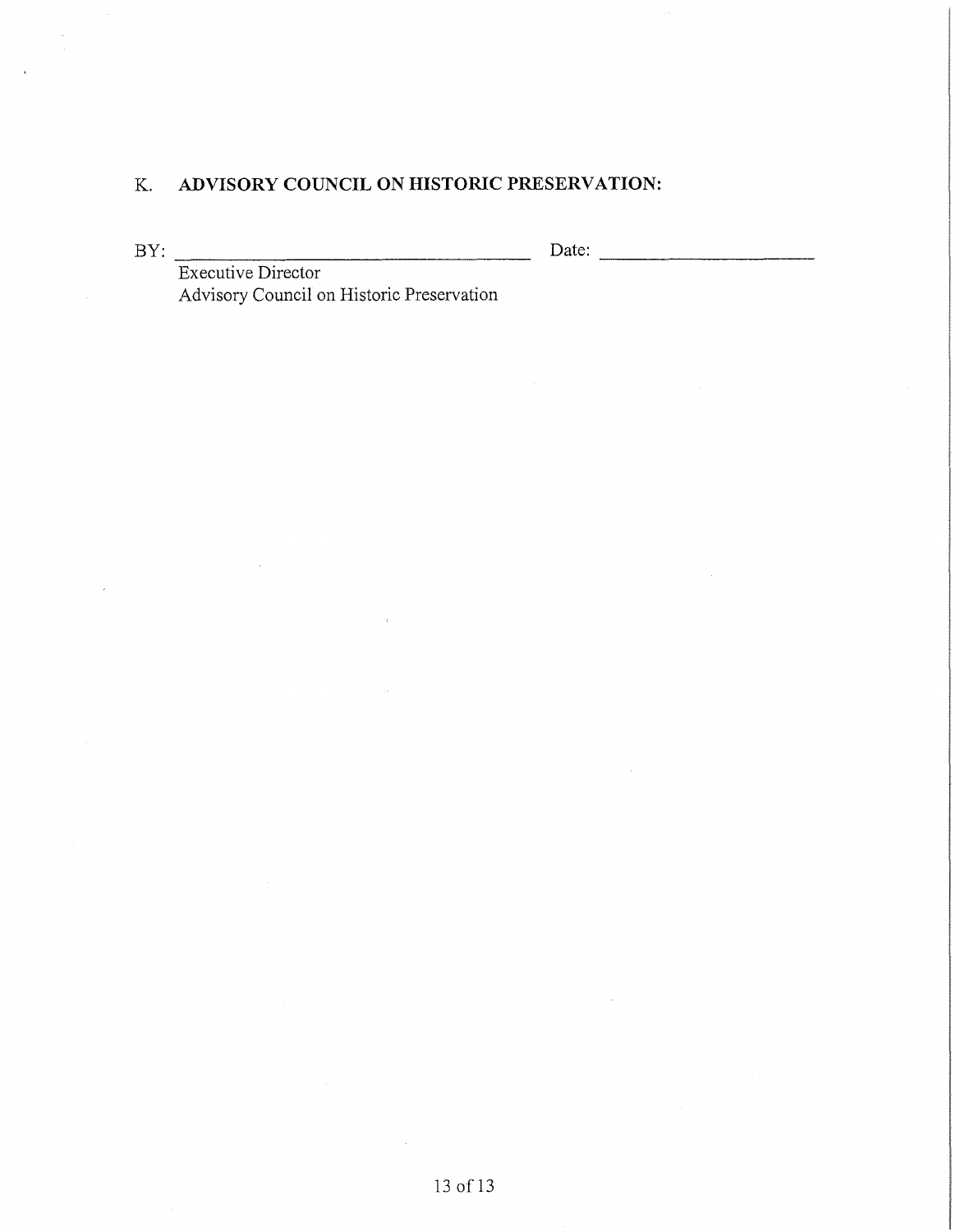## K. **ADVISORY COUNCIL ON HISTORIC PRESERVATION:**

BY: ______________________________ Date: ____________________

Executive Director
Advisory Council on Historic Preservation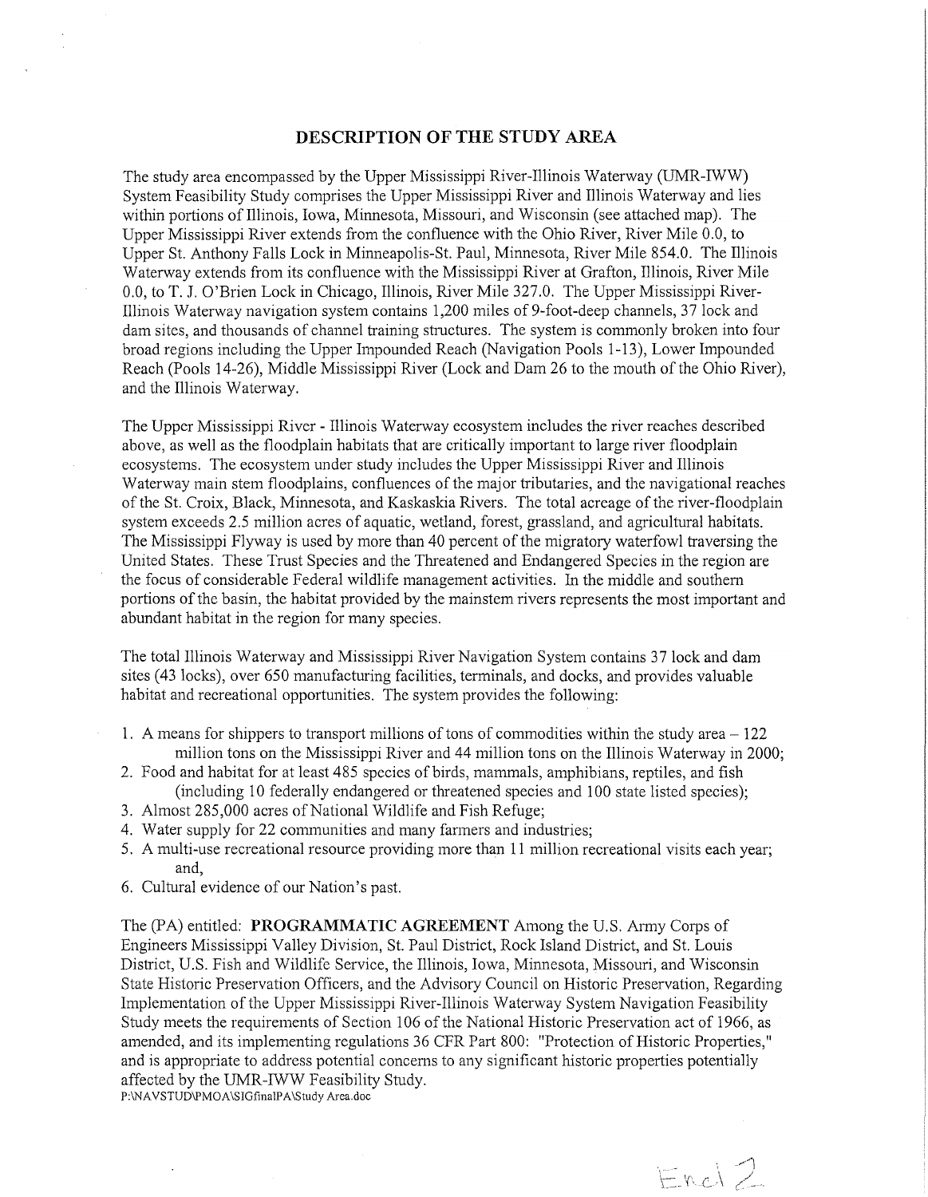# DESCRIPTION OF THE STUDY AREA

The study area encompassed by the Upper Mississippi River-Illinois Waterway (UMR-IWW) System Feasibility Study comprises the Upper Mississippi River and Illinois Waterway and lies within portions of Illinois, Iowa, Minnesota, Missouri, and Wisconsin (see attached map). The Upper Mississippi River extends from the confluence with the Ohio River, River Mile 0.0, to Upper St. Anthony Falls Lock in Minneapolis-St. Paul, Minnesota, River Mile 854.0. The Illinois Waterway extends from its confluence with the Mississippi River at Grafton, Illinois, River Mile 0.0, to T. J. O'Brien Lock in Chicago, Illinois, River Mile 327.0. The Upper Mississippi River-Illinois Waterway navigation system contains 1,200 miles of 9-foot-deep channels, 37 lock and dam sites, and thousands of channel training structures. The system is commonly broken into four broad regions including the Upper Impounded Reach (Navigation Pools 1-13), Lower Impounded Reach (Pools 14-26), Middle Mississippi River (Lock and Dam 26 to the mouth of the Ohio River), and the Illinois Waterway.

The Upper Mississippi River - Illinois Waterway ecosystem includes the river reaches described above, as well as the floodplain habitats that are critically important to large river floodplain ecosystems. The ecosystem under study includes the Upper Mississippi River and Illinois Waterway main stem floodplains, confluences of the major tributaries, and the navigational reaches of the St. Croix, Black, Minnesota, and Kaskaskia Rivers. The total acreage of the river-floodplain system exceeds 2.5 million acres of aquatic, wetland, forest, grassland, and agricultural habitats. The Mississippi Flyway is used by more than 40 percent of the migratory waterfowl traversing the United States. These Trust Species and the Threatened and Endangered Species in the region are the focus of considerable Federal wildlife management activities. In the middle and southern portions of the basin, the habitat provided by the mainstem rivers represents the most important and abundant habitat in the region for many species.

The total Illinois Waterway and Mississippi River Navigation System contains 37 lock and dam sites (43 locks), over 650 manufacturing facilities, terminals, and docks, and provides valuable habitat and recreational opportunities. The system provides the following:

1. A means for shippers to transport millions of tons of commodities within the study area – 122 million tons on the Mississippi River and 44 million tons on the Illinois Waterway in 2000;
2. Food and habitat for at least 485 species of birds, mammals, amphibians, reptiles, and fish (including 10 federally endangered or threatened species and 100 state listed species);
3. Almost 285,000 acres of National Wildlife and Fish Refuge;
4. Water supply for 22 communities and many farmers and industries;
5. A multi-use recreational resource providing more than 11 million recreational visits each year; and,
6. Cultural evidence of our Nation's past.

The (PA) entitled: **PROGRAMMATIC AGREEMENT** Among the U.S. Army Corps of Engineers Mississippi Valley Division, St. Paul District, Rock Island District, and St. Louis District, U.S. Fish and Wildlife Service, the Illinois, Iowa, Minnesota, Missouri, and Wisconsin State Historic Preservation Officers, and the Advisory Council on Historic Preservation, Regarding Implementation of the Upper Mississippi River-Illinois Waterway System Navigation Feasibility Study meets the requirements of Section 106 of the National Historic Preservation act of 1966, as amended, and its implementing regulations 36 CFR Part 800: "Protection of Historic Properties," and is appropriate to address potential concerns to any significant historic properties potentially affected by the UMR-IWW Feasibility Study.

P:\NAVSTUD\PMOA\SIGfinalPA\Study Area.doc

Encl 2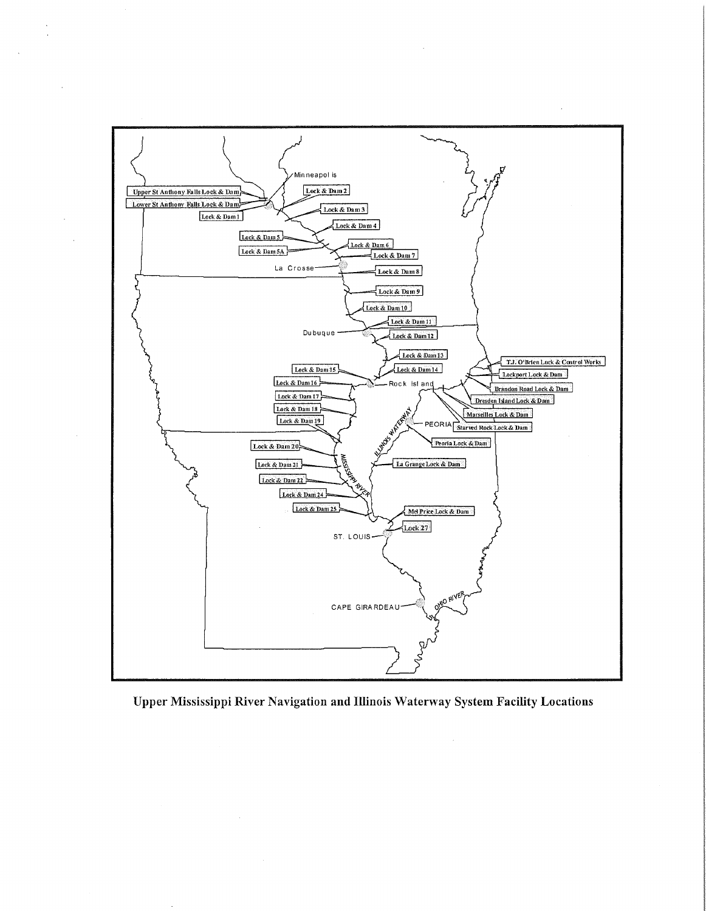**Upper Mississippi River Navigation and Illinois Waterway System Facility Locations**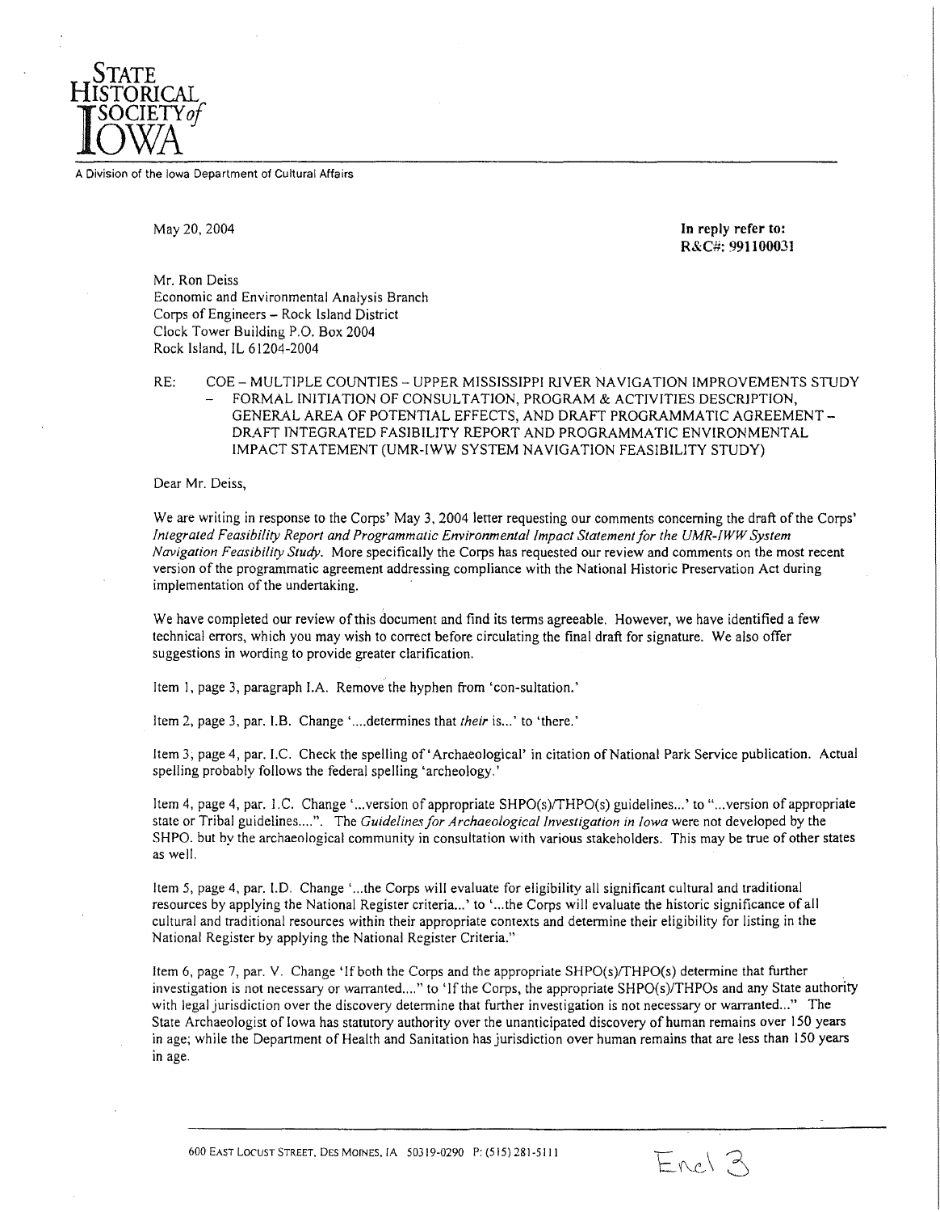**STATE HISTORICAL SOCIETY of IOWA**

A Division of the Iowa Department of Cultural Affairs

May 20, 2004

**In reply refer to:**
**R&C#: 991100031**

Mr. Ron Deiss
Economic and Environmental Analysis Branch
Corps of Engineers – Rock Island District
Clock Tower Building P.O. Box 2004
Rock Island, IL 61204-2004

RE: COE – MULTIPLE COUNTIES – UPPER MISSISSIPPI RIVER NAVIGATION IMPROVEMENTS STUDY – FORMAL INITIATION OF CONSULTATION, PROGRAM & ACTIVITIES DESCRIPTION, GENERAL AREA OF POTENTIAL EFFECTS, AND DRAFT PROGRAMMATIC AGREEMENT – DRAFT INTEGRATED FASIBILITY REPORT AND PROGRAMMATIC ENVIRONMENTAL IMPACT STATEMENT (UMR-IWW SYSTEM NAVIGATION FEASIBILITY STUDY)

Dear Mr. Deiss,

We are writing in response to the Corps' May 3, 2004 letter requesting our comments concerning the draft of the Corps' *Integrated Feasibility Report and Programmatic Environmental Impact Statement for the UMR-IWW System Navigation Feasibility Study*. More specifically the Corps has requested our review and comments on the most recent version of the programmatic agreement addressing compliance with the National Historic Preservation Act during implementation of the undertaking.

We have completed our review of this document and find its terms agreeable. However, we have identified a few technical errors, which you may wish to correct before circulating the final draft for signature. We also offer suggestions in wording to provide greater clarification.

Item 1, page 3, paragraph I.A. Remove the hyphen from 'con-sultation.'

Item 2, page 3, par. I.B. Change '....determines that *their* is...' to 'there.'

Item 3, page 4, par. I.C. Check the spelling of 'Archaeological' in citation of National Park Service publication. Actual spelling probably follows the federal spelling 'archeology.'

Item 4, page 4, par. I.C. Change '...version of appropriate SHPO(s)/THPO(s) guidelines...' to "...version of appropriate state or Tribal guidelines....". The *Guidelines for Archaeological Investigation in Iowa* were not developed by the SHPO. but by the archaeological community in consultation with various stakeholders. This may be true of other states as well.

Item 5, page 4, par. I.D. Change '...the Corps will evaluate for eligibility all significant cultural and traditional resources by applying the National Register criteria...' to '...the Corps will evaluate the historic significance of all cultural and traditional resources within their appropriate contexts and determine their eligibility for listing in the National Register by applying the National Register Criteria."

Item 6, page 7, par. V. Change 'If both the Corps and the appropriate SHPO(s)/THPO(s) determine that further investigation is not necessary or warranted...." to 'If the Corps, the appropriate SHPO(s)/THPOs and any State authority with legal jurisdiction over the discovery determine that further investigation is not necessary or warranted..." The State Archaeologist of Iowa has statutory authority over the unanticipated discovery of human remains over 150 years in age; while the Department of Health and Sanitation has jurisdiction over human remains that are less than 150 years in age.

600 East Locust Street, Des Moines, IA 50319-0290 P: (515) 281-5111

Encl 3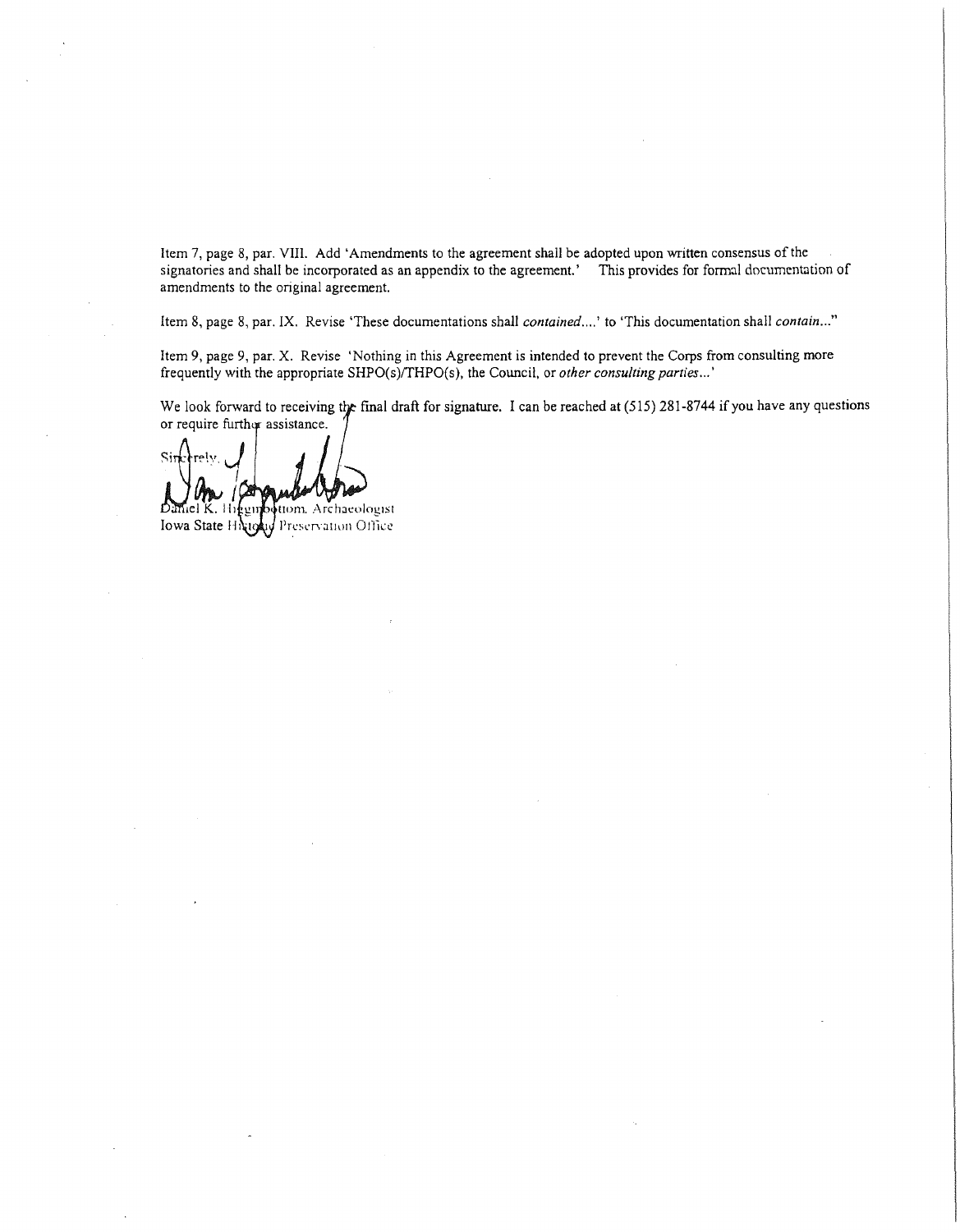Item 7, page 8, par. VIII. Add 'Amendments to the agreement shall be adopted upon written consensus of the signatories and shall be incorporated as an appendix to the agreement.' This provides for formal documentation of amendments to the original agreement.

Item 8, page 8, par. IX. Revise 'These documentations shall *contained....*' to 'This documentation shall *contain...*"

Item 9, page 9, par. X. Revise 'Nothing in this Agreement is intended to prevent the Corps from consulting more frequently with the appropriate SHPO(s)/THPO(s), the Council, or *other consulting parties...*'

We look forward to receiving the final draft for signature. I can be reached at (515) 281-8744 if you have any questions or require further assistance.

Sincerely,

Daniel K. Higginbottom, Archaeologist
Iowa State Historic Preservation Office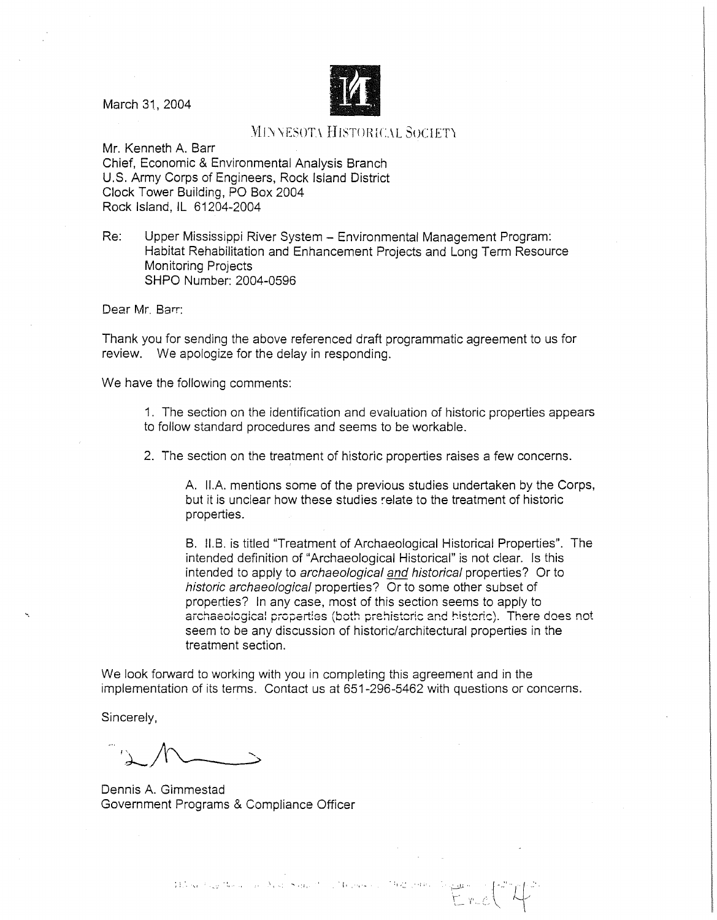March 31, 2004

MINNESOTA HISTORICAL SOCIETY

Mr. Kenneth A. Barr
Chief, Economic & Environmental Analysis Branch
U.S. Army Corps of Engineers, Rock Island District
Clock Tower Building, PO Box 2004
Rock Island, IL 61204-2004

Re: Upper Mississippi River System – Environmental Management Program: Habitat Rehabilitation and Enhancement Projects and Long Term Resource Monitoring Projects
SHPO Number: 2004-0596

Dear Mr. Barr:

Thank you for sending the above referenced draft programmatic agreement to us for review. We apologize for the delay in responding.

We have the following comments:

1. The section on the identification and evaluation of historic properties appears to follow standard procedures and seems to be workable.

2. The section on the treatment of historic properties raises a few concerns.

    A. II.A. mentions some of the previous studies undertaken by the Corps, but it is unclear how these studies relate to the treatment of historic properties.

    B. II.B. is titled "Treatment of Archaeological Historical Properties". The intended definition of "Archaeological Historical" is not clear. Is this intended to apply to *archaeological <u>and</u> historical* properties? Or to *historic archaeological* properties? Or to some other subset of properties? In any case, most of this section seems to apply to archaeological properties (both prehistoric and historic). There does not seem to be any discussion of historic/architectural properties in the treatment section.

We look forward to working with you in completing this agreement and in the implementation of its terms. Contact us at 651-296-5462 with questions or concerns.

Sincerely,

Dennis A. Gimmestad
Government Programs & Compliance Officer

Encl 4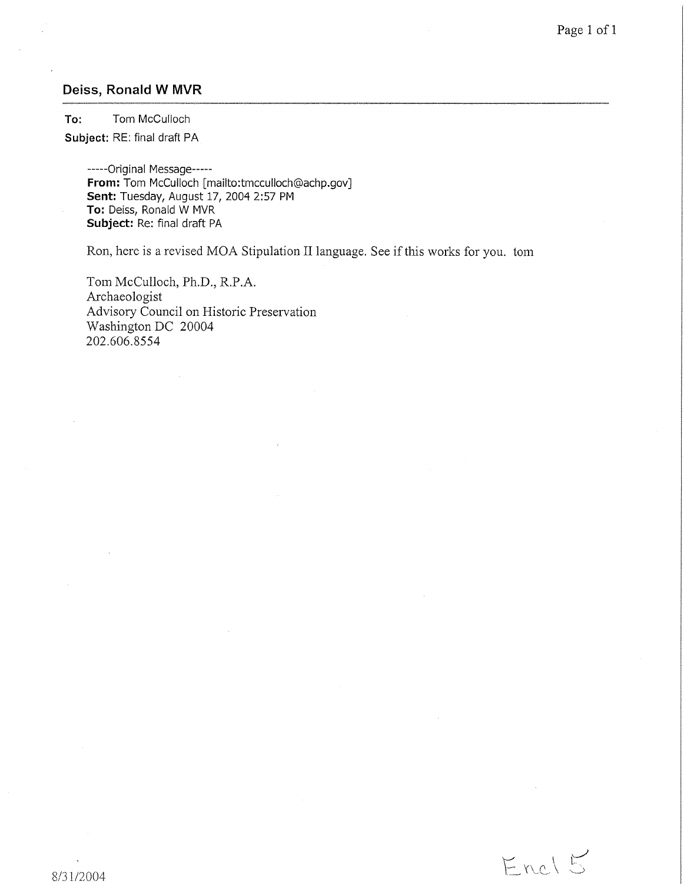## Deiss, Ronald W MVR

**To:** Tom McCulloch
**Subject:** RE: final draft PA

-----Original Message-----
**From:** Tom McCulloch [mailto:tmcculloch@achp.gov]
**Sent:** Tuesday, August 17, 2004 2:57 PM
**To:** Deiss, Ronald W MVR
**Subject:** Re: final draft PA

Ron, here is a revised MOA Stipulation II language. See if this works for you. tom

Tom McCulloch, Ph.D., R.P.A.
Archaeologist
Advisory Council on Historic Preservation
Washington DC 20004
202.606.8554

8/31/2004

Encl 5